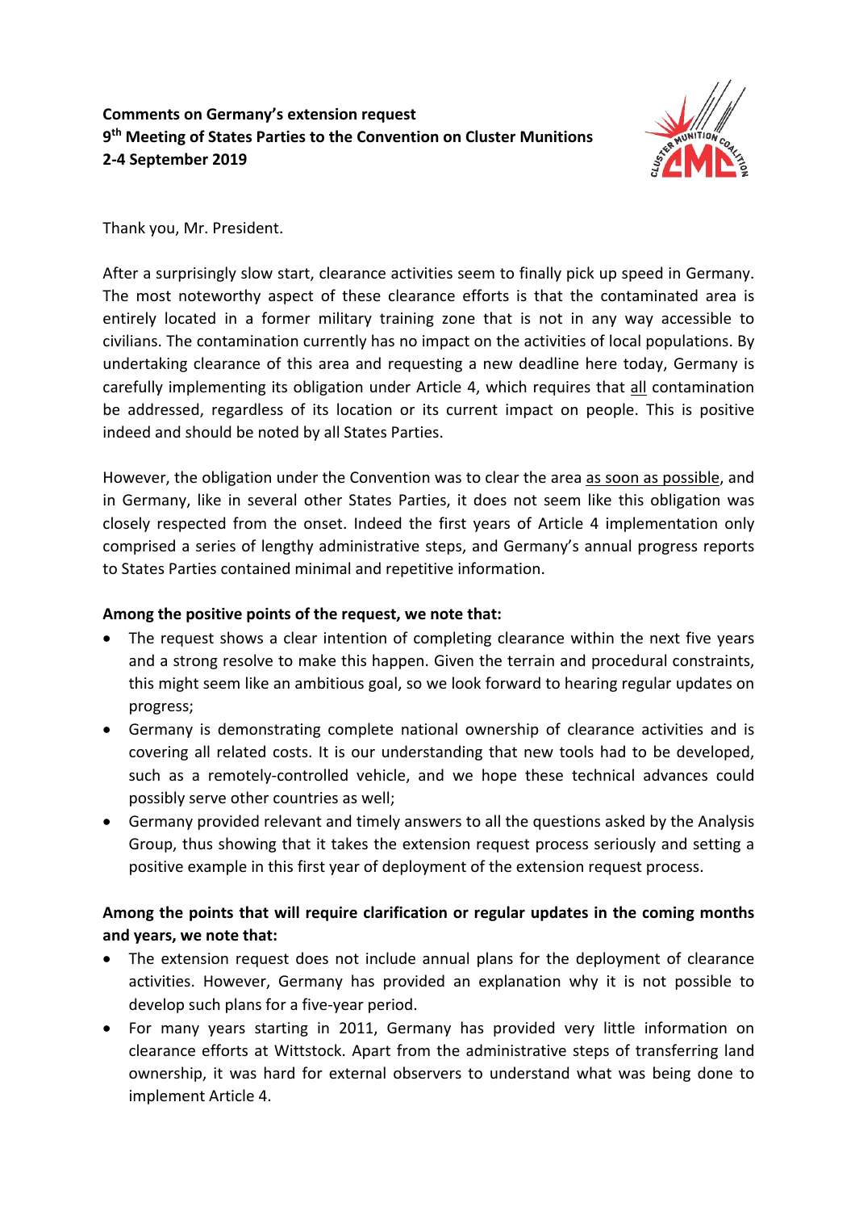**Comments on Germany's extension request**
**9th Meeting of States Parties to the Convention on Cluster Munitions**
**2-4 September 2019**

Thank you, Mr. President.

After a surprisingly slow start, clearance activities seem to finally pick up speed in Germany. The most noteworthy aspect of these clearance efforts is that the contaminated area is entirely located in a former military training zone that is not in any way accessible to civilians. The contamination currently has no impact on the activities of local populations. By undertaking clearance of this area and requesting a new deadline here today, Germany is carefully implementing its obligation under Article 4, which requires that all contamination be addressed, regardless of its location or its current impact on people. This is positive indeed and should be noted by all States Parties.

However, the obligation under the Convention was to clear the area as soon as possible, and in Germany, like in several other States Parties, it does not seem like this obligation was closely respected from the onset. Indeed the first years of Article 4 implementation only comprised a series of lengthy administrative steps, and Germany's annual progress reports to States Parties contained minimal and repetitive information.

**Among the positive points of the request, we note that:**

- The request shows a clear intention of completing clearance within the next five years and a strong resolve to make this happen. Given the terrain and procedural constraints, this might seem like an ambitious goal, so we look forward to hearing regular updates on progress;
- Germany is demonstrating complete national ownership of clearance activities and is covering all related costs. It is our understanding that new tools had to be developed, such as a remotely-controlled vehicle, and we hope these technical advances could possibly serve other countries as well;
- Germany provided relevant and timely answers to all the questions asked by the Analysis Group, thus showing that it takes the extension request process seriously and setting a positive example in this first year of deployment of the extension request process.

**Among the points that will require clarification or regular updates in the coming months and years, we note that:**

- The extension request does not include annual plans for the deployment of clearance activities. However, Germany has provided an explanation why it is not possible to develop such plans for a five-year period.
- For many years starting in 2011, Germany has provided very little information on clearance efforts at Wittstock. Apart from the administrative steps of transferring land ownership, it was hard for external observers to understand what was being done to implement Article 4.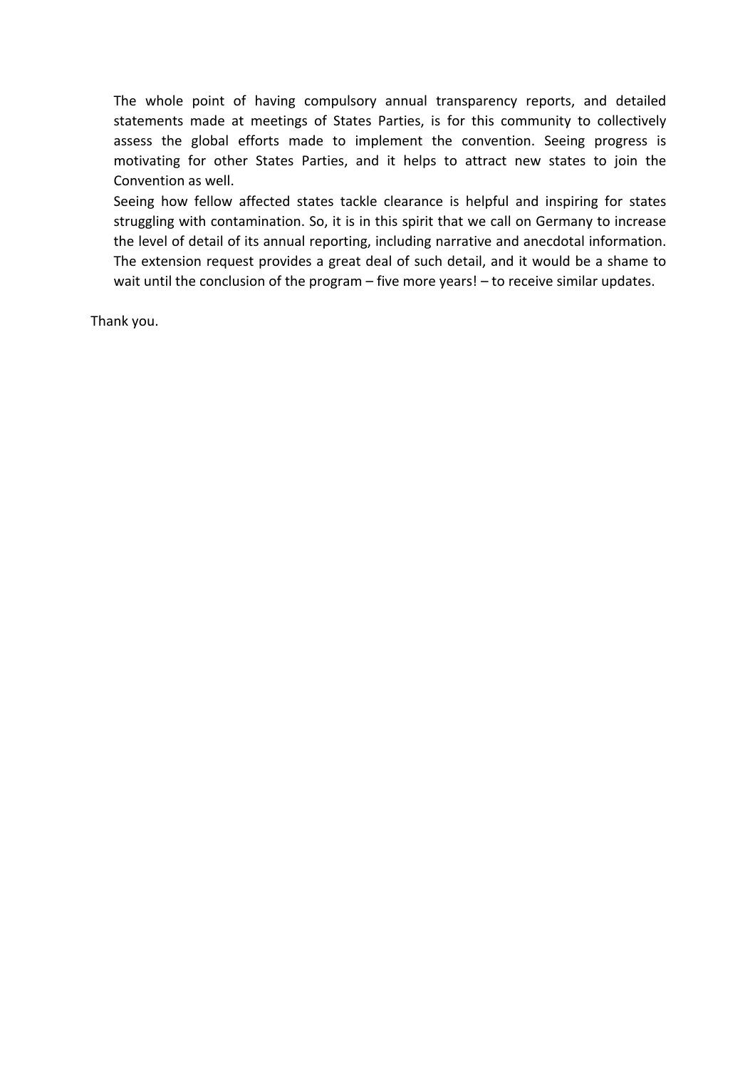The whole point of having compulsory annual transparency reports, and detailed statements made at meetings of States Parties, is for this community to collectively assess the global efforts made to implement the convention. Seeing progress is motivating for other States Parties, and it helps to attract new states to join the Convention as well.

Seeing how fellow affected states tackle clearance is helpful and inspiring for states struggling with contamination. So, it is in this spirit that we call on Germany to increase the level of detail of its annual reporting, including narrative and anecdotal information. The extension request provides a great deal of such detail, and it would be a shame to wait until the conclusion of the program – five more years! – to receive similar updates.

Thank you.